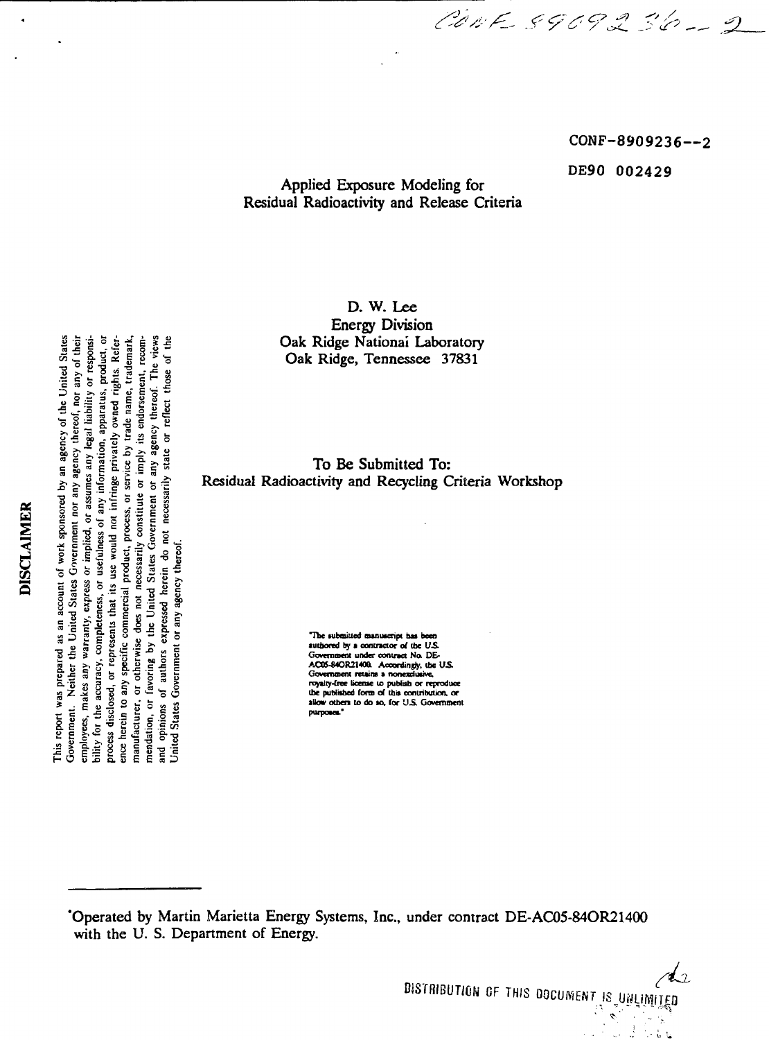CONF-8909236--2

DE90 002429

# Applied Exposure Modeling for Residual Radioactivity and Release Criteria

D. W. Lee
Energy Division
Oak Ridge National Laboratory
Oak Ridge, Tennessee 37831

To Be Submitted To:
Residual Radioactivity and Recycling Criteria Workshop

**DISCLAIMER**

This report was prepared as an account of work sponsored by an agency of the United States Government. Neither the United States Government nor any agency thereof, nor any of their employees, makes any warranty, express or implied, or assumes any legal liability or responsibility for the accuracy, completeness, or usefulness of any information, apparatus, product, or process disclosed, or represents that its use would not infringe privately owned rights. Reference herein to any specific commercial product, process, or service by trade name, trademark, manufacturer, or otherwise does not necessarily constitute or imply its endorsement, recommendation, or favoring by the United States Government or any agency thereof. The views and opinions of authors expressed herein do not necessarily state or reflect those of the United States Government or any agency thereof.

"The submitted manuscript has been authored by a contractor of the U.S. Government under contract No. DE-AC05-84OR21400. Accordingly, the U.S. Government retains a nonexclusive, royalty-free license to publish or reproduce the published form of this contribution, or allow others to do so, for U.S. Government purposes."

*Operated by Martin Marietta Energy Systems, Inc., under contract DE-AC05-84OR21400 with the U. S. Department of Energy.

DISTRIBUTION OF THIS DOCUMENT IS UNLIMITED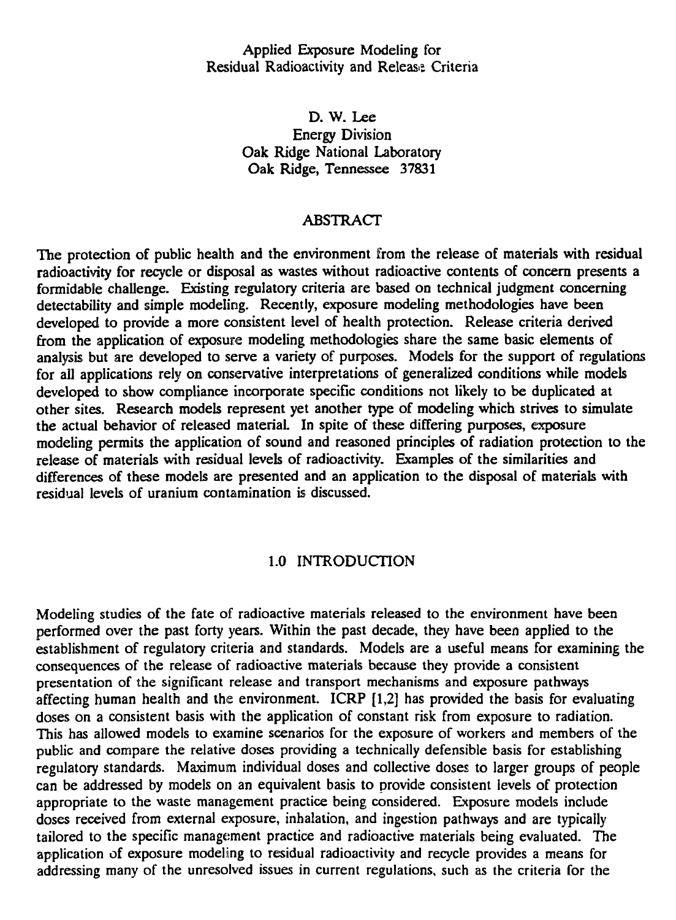Applied Exposure Modeling for
Residual Radioactivity and Release Criteria

D. W. Lee
Energy Division
Oak Ridge National Laboratory
Oak Ridge, Tennessee 37831

## ABSTRACT

The protection of public health and the environment from the release of materials with residual radioactivity for recycle or disposal as wastes without radioactive contents of concern presents a formidable challenge. Existing regulatory criteria are based on technical judgment concerning detectability and simple modeling. Recently, exposure modeling methodologies have been developed to provide a more consistent level of health protection. Release criteria derived from the application of exposure modeling methodologies share the same basic elements of analysis but are developed to serve a variety of purposes. Models for the support of regulations for all applications rely on conservative interpretations of generalized conditions while models developed to show compliance incorporate specific conditions not likely to be duplicated at other sites. Research models represent yet another type of modeling which strives to simulate the actual behavior of released material. In spite of these differing purposes, exposure modeling permits the application of sound and reasoned principles of radiation protection to the release of materials with residual levels of radioactivity. Examples of the similarities and differences of these models are presented and an application to the disposal of materials with residual levels of uranium contamination is discussed.

## 1.0 INTRODUCTION

Modeling studies of the fate of radioactive materials released to the environment have been performed over the past forty years. Within the past decade, they have been applied to the establishment of regulatory criteria and standards. Models are a useful means for examining the consequences of the release of radioactive materials because they provide a consistent presentation of the significant release and transport mechanisms and exposure pathways affecting human health and the environment. ICRP [1,2] has provided the basis for evaluating doses on a consistent basis with the application of constant risk from exposure to radiation. This has allowed models to examine scenarios for the exposure of workers and members of the public and compare the relative doses providing a technically defensible basis for establishing regulatory standards. Maximum individual doses and collective doses to larger groups of people can be addressed by models on an equivalent basis to provide consistent levels of protection appropriate to the waste management practice being considered. Exposure models include doses received from external exposure, inhalation, and ingestion pathways and are typically tailored to the specific management practice and radioactive materials being evaluated. The application of exposure modeling to residual radioactivity and recycle provides a means for addressing many of the unresolved issues in current regulations, such as the criteria for the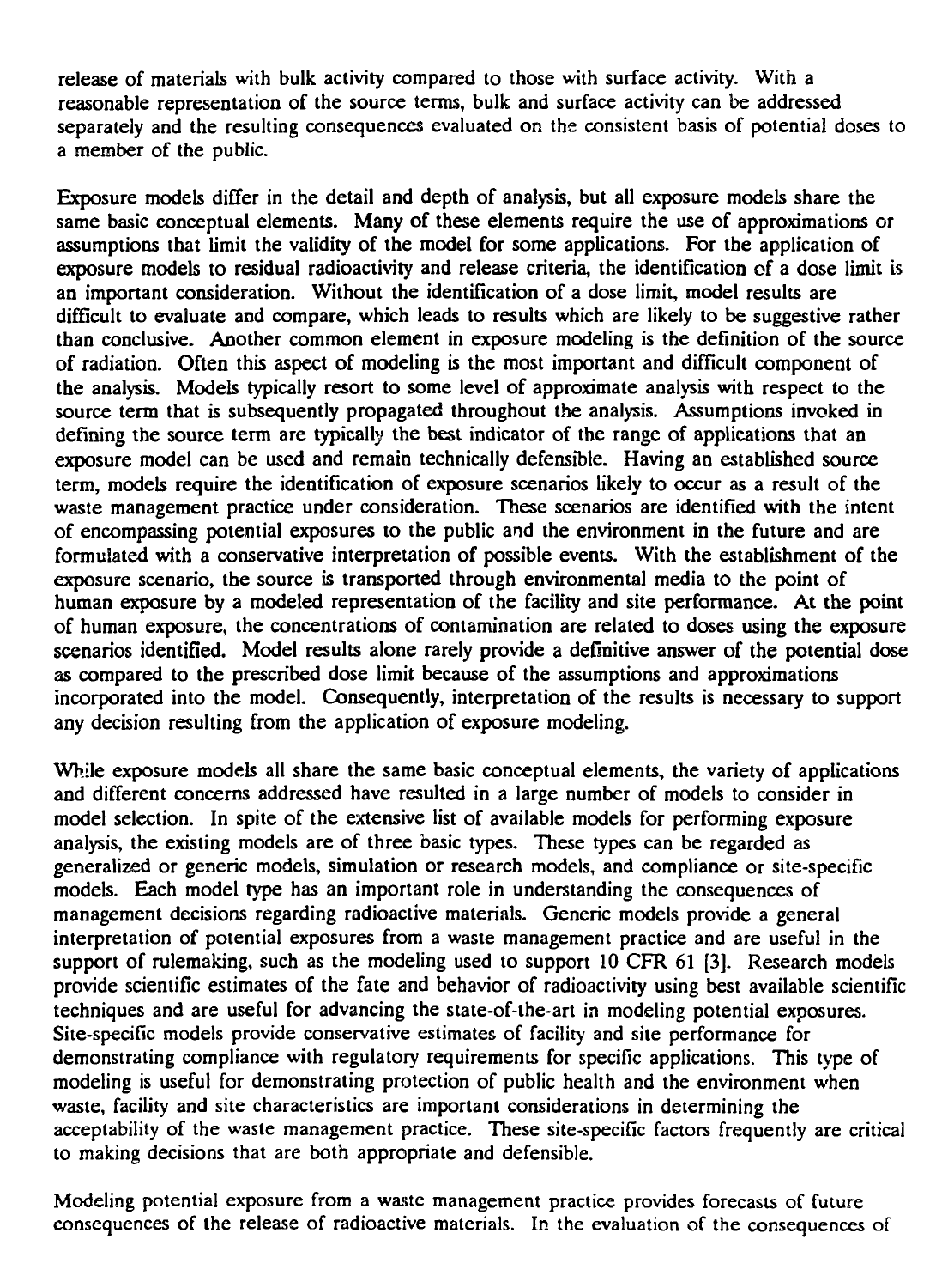release of materials with bulk activity compared to those with surface activity. With a reasonable representation of the source terms, bulk and surface activity can be addressed separately and the resulting consequences evaluated on the consistent basis of potential doses to a member of the public.

Exposure models differ in the detail and depth of analysis, but all exposure models share the same basic conceptual elements. Many of these elements require the use of approximations or assumptions that limit the validity of the model for some applications. For the application of exposure models to residual radioactivity and release criteria, the identification of a dose limit is an important consideration. Without the identification of a dose limit, model results are difficult to evaluate and compare, which leads to results which are likely to be suggestive rather than conclusive. Another common element in exposure modeling is the definition of the source of radiation. Often this aspect of modeling is the most important and difficult component of the analysis. Models typically resort to some level of approximate analysis with respect to the source term that is subsequently propagated throughout the analysis. Assumptions invoked in defining the source term are typically the best indicator of the range of applications that an exposure model can be used and remain technically defensible. Having an established source term, models require the identification of exposure scenarios likely to occur as a result of the waste management practice under consideration. These scenarios are identified with the intent of encompassing potential exposures to the public and the environment in the future and are formulated with a conservative interpretation of possible events. With the establishment of the exposure scenario, the source is transported through environmental media to the point of human exposure by a modeled representation of the facility and site performance. At the point of human exposure, the concentrations of contamination are related to doses using the exposure scenarios identified. Model results alone rarely provide a definitive answer of the potential dose as compared to the prescribed dose limit because of the assumptions and approximations incorporated into the model. Consequently, interpretation of the results is necessary to support any decision resulting from the application of exposure modeling.

While exposure models all share the same basic conceptual elements, the variety of applications and different concerns addressed have resulted in a large number of models to consider in model selection. In spite of the extensive list of available models for performing exposure analysis, the existing models are of three basic types. These types can be regarded as generalized or generic models, simulation or research models, and compliance or site-specific models. Each model type has an important role in understanding the consequences of management decisions regarding radioactive materials. Generic models provide a general interpretation of potential exposures from a waste management practice and are useful in the support of rulemaking, such as the modeling used to support 10 CFR 61 [3]. Research models provide scientific estimates of the fate and behavior of radioactivity using best available scientific techniques and are useful for advancing the state-of-the-art in modeling potential exposures. Site-specific models provide conservative estimates of facility and site performance for demonstrating compliance with regulatory requirements for specific applications. This type of modeling is useful for demonstrating protection of public health and the environment when waste, facility and site characteristics are important considerations in determining the acceptability of the waste management practice. These site-specific factors frequently are critical to making decisions that are both appropriate and defensible.

Modeling potential exposure from a waste management practice provides forecasts of future consequences of the release of radioactive materials. In the evaluation of the consequences of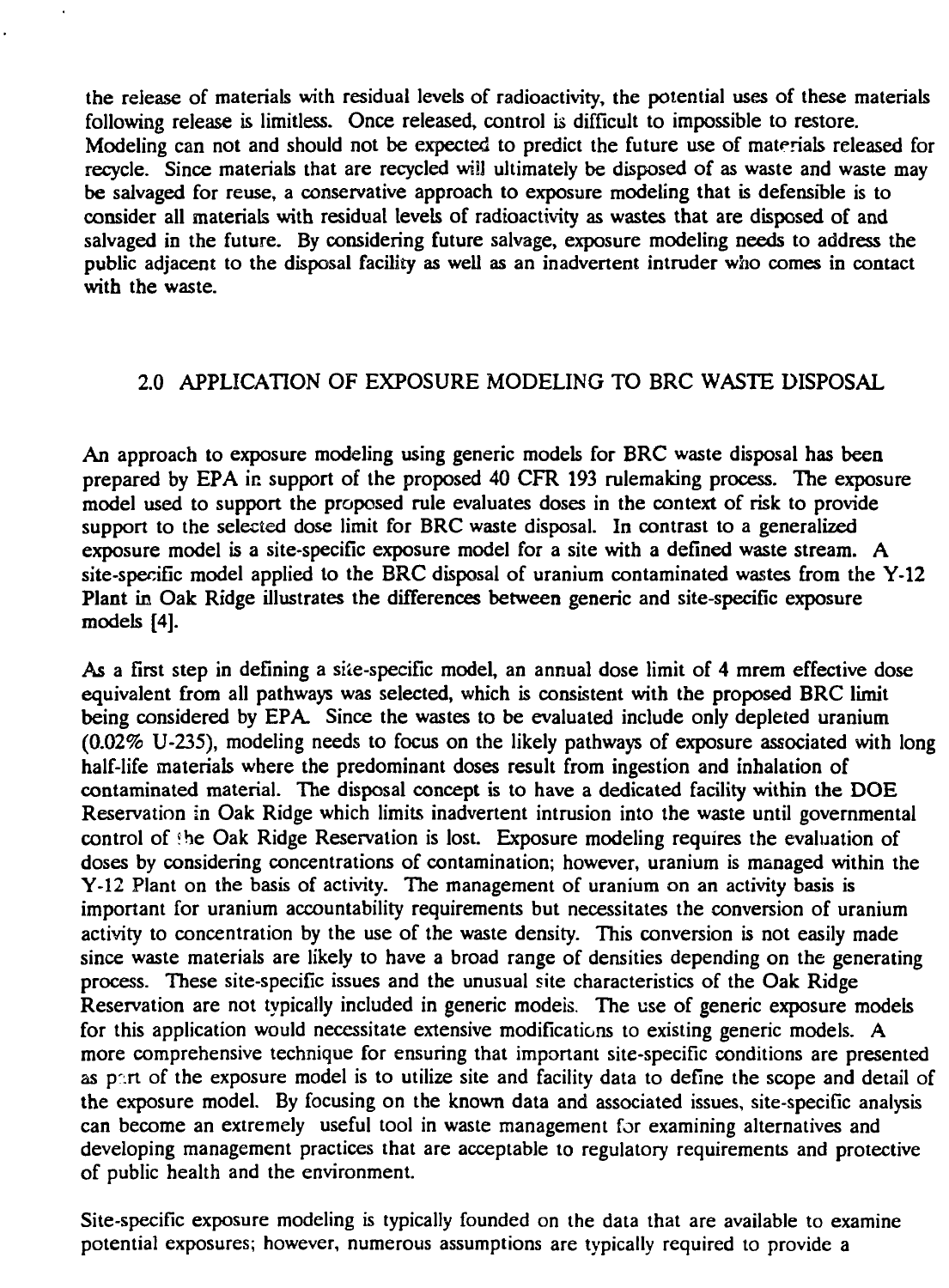the release of materials with residual levels of radioactivity, the potential uses of these materials following release is limitless. Once released, control is difficult to impossible to restore. Modeling can not and should not be expected to predict the future use of materials released for recycle. Since materials that are recycled will ultimately be disposed of as waste and waste may be salvaged for reuse, a conservative approach to exposure modeling that is defensible is to consider all materials with residual levels of radioactivity as wastes that are disposed of and salvaged in the future. By considering future salvage, exposure modeling needs to address the public adjacent to the disposal facility as well as an inadvertent intruder who comes in contact with the waste.

## 2.0 APPLICATION OF EXPOSURE MODELING TO BRC WASTE DISPOSAL

An approach to exposure modeling using generic models for BRC waste disposal has been prepared by EPA in support of the proposed 40 CFR 193 rulemaking process. The exposure model used to support the proposed rule evaluates doses in the context of risk to provide support to the selected dose limit for BRC waste disposal. In contrast to a generalized exposure model is a site-specific exposure model for a site with a defined waste stream. A site-specific model applied to the BRC disposal of uranium contaminated wastes from the Y-12 Plant in Oak Ridge illustrates the differences between generic and site-specific exposure models [4].

As a first step in defining a site-specific model, an annual dose limit of 4 mrem effective dose equivalent from all pathways was selected, which is consistent with the proposed BRC limit being considered by EPA. Since the wastes to be evaluated include only depleted uranium (0.02% U-235), modeling needs to focus on the likely pathways of exposure associated with long half-life materials where the predominant doses result from ingestion and inhalation of contaminated material. The disposal concept is to have a dedicated facility within the DOE Reservation in Oak Ridge which limits inadvertent intrusion into the waste until governmental control of the Oak Ridge Reservation is lost. Exposure modeling requires the evaluation of doses by considering concentrations of contamination; however, uranium is managed within the Y-12 Plant on the basis of activity. The management of uranium on an activity basis is important for uranium accountability requirements but necessitates the conversion of uranium activity to concentration by the use of the waste density. This conversion is not easily made since waste materials are likely to have a broad range of densities depending on the generating process. These site-specific issues and the unusual site characteristics of the Oak Ridge Reservation are not typically included in generic models. The use of generic exposure models for this application would necessitate extensive modifications to existing generic models. A more comprehensive technique for ensuring that important site-specific conditions are presented as part of the exposure model is to utilize site and facility data to define the scope and detail of the exposure model. By focusing on the known data and associated issues, site-specific analysis can become an extremely useful tool in waste management for examining alternatives and developing management practices that are acceptable to regulatory requirements and protective of public health and the environment.

Site-specific exposure modeling is typically founded on the data that are available to examine potential exposures; however, numerous assumptions are typically required to provide a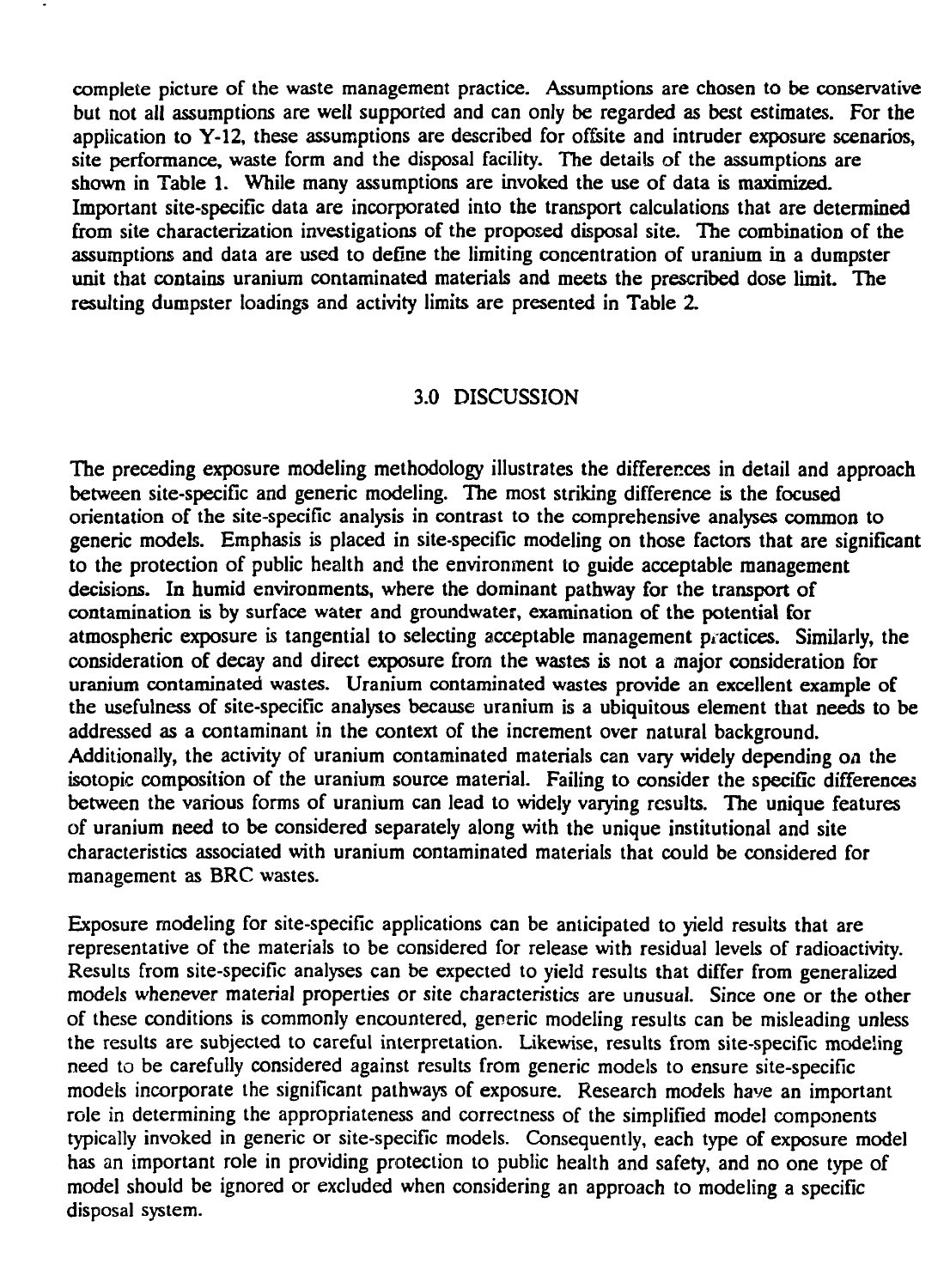complete picture of the waste management practice. Assumptions are chosen to be conservative but not all assumptions are well supported and can only be regarded as best estimates. For the application to Y-12, these assumptions are described for offsite and intruder exposure scenarios, site performance, waste form and the disposal facility. The details of the assumptions are shown in Table 1. While many assumptions are invoked the use of data is maximized. Important site-specific data are incorporated into the transport calculations that are determined from site characterization investigations of the proposed disposal site. The combination of the assumptions and data are used to define the limiting concentration of uranium in a dumpster unit that contains uranium contaminated materials and meets the prescribed dose limit. The resulting dumpster loadings and activity limits are presented in Table 2.

## 3.0 DISCUSSION

The preceding exposure modeling methodology illustrates the differences in detail and approach between site-specific and generic modeling. The most striking difference is the focused orientation of the site-specific analysis in contrast to the comprehensive analyses common to generic models. Emphasis is placed in site-specific modeling on those factors that are significant to the protection of public health and the environment to guide acceptable management decisions. In humid environments, where the dominant pathway for the transport of contamination is by surface water and groundwater, examination of the potential for atmospheric exposure is tangential to selecting acceptable management practices. Similarly, the consideration of decay and direct exposure from the wastes is not a major consideration for uranium contaminated wastes. Uranium contaminated wastes provide an excellent example of the usefulness of site-specific analyses because uranium is a ubiquitous element that needs to be addressed as a contaminant in the context of the increment over natural background. Additionally, the activity of uranium contaminated materials can vary widely depending on the isotopic composition of the uranium source material. Failing to consider the specific differences between the various forms of uranium can lead to widely varying results. The unique features of uranium need to be considered separately along with the unique institutional and site characteristics associated with uranium contaminated materials that could be considered for management as BRC wastes.

Exposure modeling for site-specific applications can be anticipated to yield results that are representative of the materials to be considered for release with residual levels of radioactivity. Results from site-specific analyses can be expected to yield results that differ from generalized models whenever material properties or site characteristics are unusual. Since one or the other of these conditions is commonly encountered, generic modeling results can be misleading unless the results are subjected to careful interpretation. Likewise, results from site-specific modeling need to be carefully considered against results from generic models to ensure site-specific models incorporate the significant pathways of exposure. Research models have an important role in determining the appropriateness and correctness of the simplified model components typically invoked in generic or site-specific models. Consequently, each type of exposure model has an important role in providing protection to public health and safety, and no one type of model should be ignored or excluded when considering an approach to modeling a specific disposal system.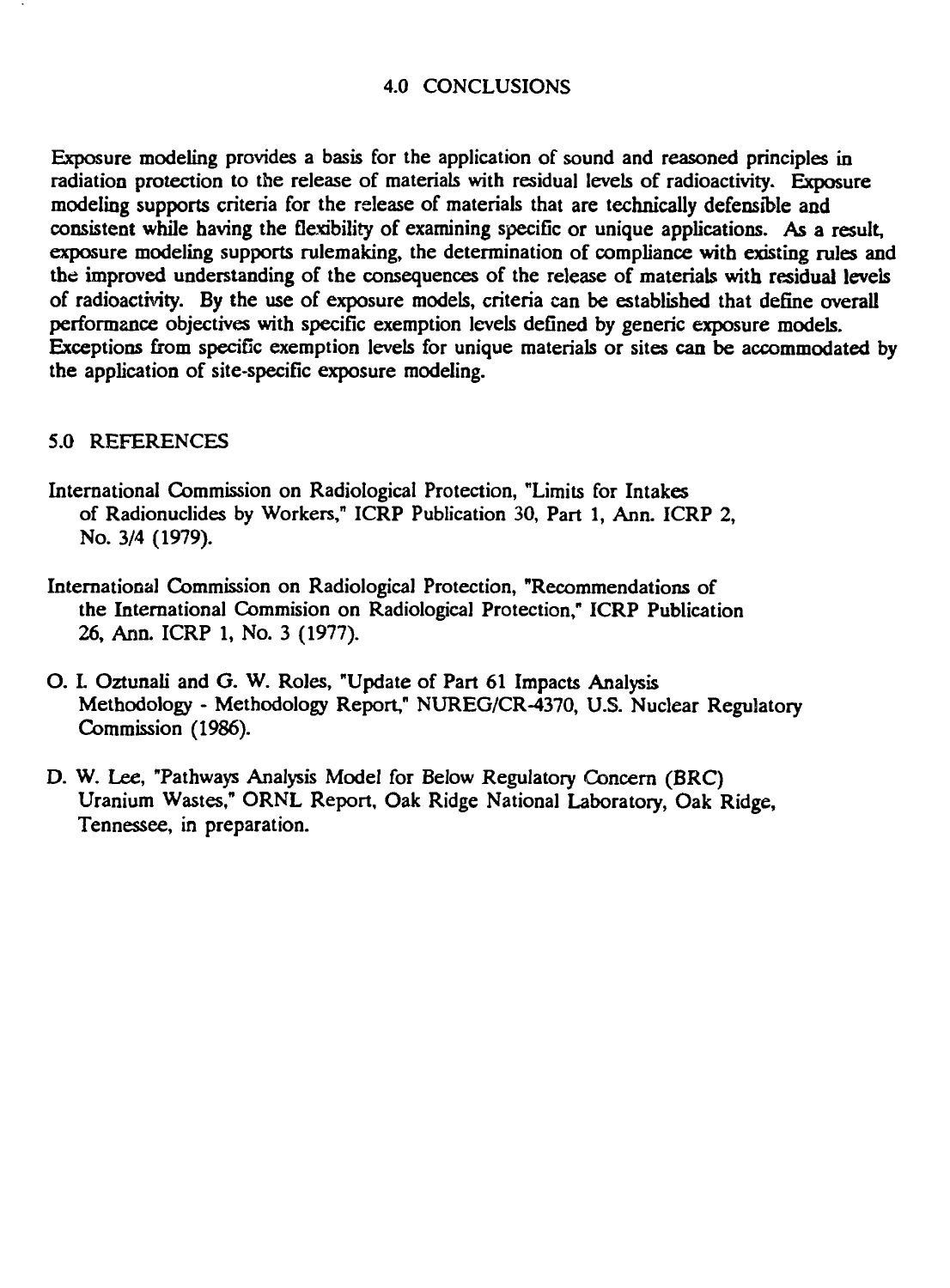## 4.0 CONCLUSIONS

Exposure modeling provides a basis for the application of sound and reasoned principles in radiation protection to the release of materials with residual levels of radioactivity. Exposure modeling supports criteria for the release of materials that are technically defensible and consistent while having the flexibility of examining specific or unique applications. As a result, exposure modeling supports rulemaking, the determination of compliance with existing rules and the improved understanding of the consequences of the release of materials with residual levels of radioactivity. By the use of exposure models, criteria can be established that define overall performance objectives with specific exemption levels defined by generic exposure models. Exceptions from specific exemption levels for unique materials or sites can be accommodated by the application of site-specific exposure modeling.

## 5.0 REFERENCES

International Commission on Radiological Protection, "Limits for Intakes of Radionuclides by Workers," ICRP Publication 30, Part 1, Ann. ICRP 2, No. 3/4 (1979).

International Commission on Radiological Protection, "Recommendations of the International Commision on Radiological Protection," ICRP Publication 26, Ann. ICRP 1, No. 3 (1977).

O. I. Oztunali and G. W. Roles, "Update of Part 61 Impacts Analysis Methodology - Methodology Report," NUREG/CR-4370, U.S. Nuclear Regulatory Commission (1986).

D. W. Lee, "Pathways Analysis Model for Below Regulatory Concern (BRC) Uranium Wastes," ORNL Report, Oak Ridge National Laboratory, Oak Ridge, Tennessee, in preparation.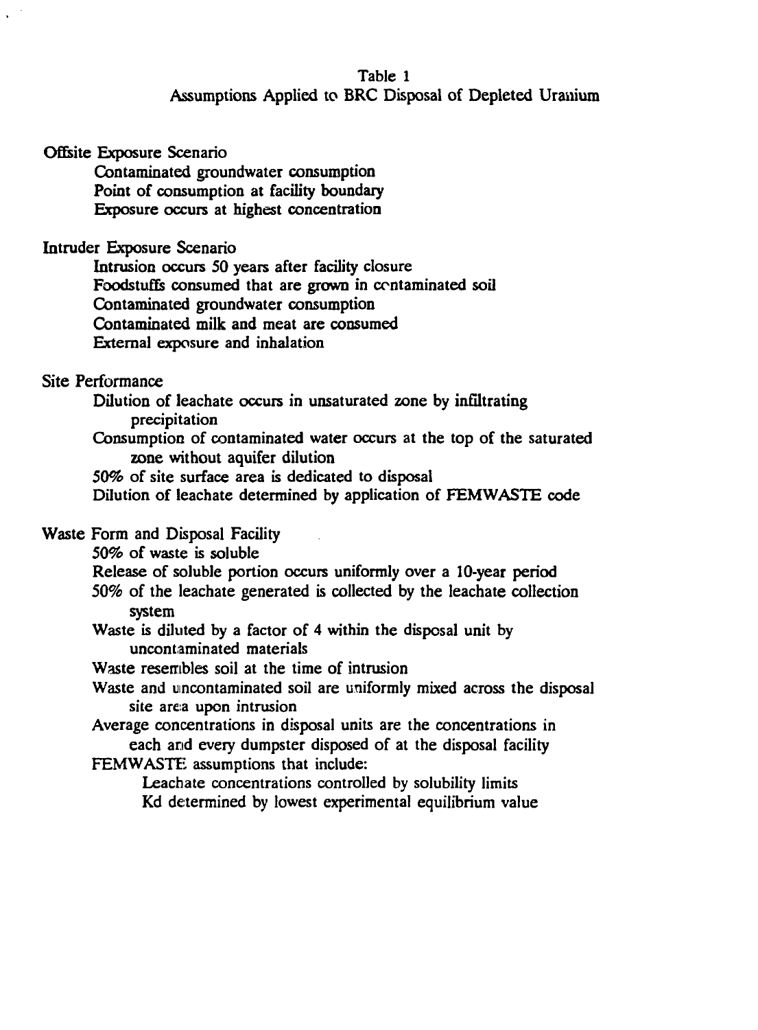Table 1

Assumptions Applied to BRC Disposal of Depleted Uranium

Offsite Exposure Scenario

- Contaminated groundwater consumption
- Point of consumption at facility boundary
- Exposure occurs at highest concentration

Intruder Exposure Scenario

- Intrusion occurs 50 years after facility closure
- Foodstuffs consumed that are grown in contaminated soil
- Contaminated groundwater consumption
- Contaminated milk and meat are consumed
- External exposure and inhalation

Site Performance

- Dilution of leachate occurs in unsaturated zone by infiltrating precipitation
- Consumption of contaminated water occurs at the top of the saturated zone without aquifer dilution
- 50% of site surface area is dedicated to disposal
- Dilution of leachate determined by application of FEMWASTE code

Waste Form and Disposal Facility

- 50% of waste is soluble
- Release of soluble portion occurs uniformly over a 10-year period
- 50% of the leachate generated is collected by the leachate collection system
- Waste is diluted by a factor of 4 within the disposal unit by uncontaminated materials
- Waste resembles soil at the time of intrusion
- Waste and uncontaminated soil are uniformly mixed across the disposal site area upon intrusion
- Average concentrations in disposal units are the concentrations in each and every dumpster disposed of at the disposal facility
- FEMWASTE assumptions that include:
  - Leachate concentrations controlled by solubility limits
  - Kd determined by lowest experimental equilibrium value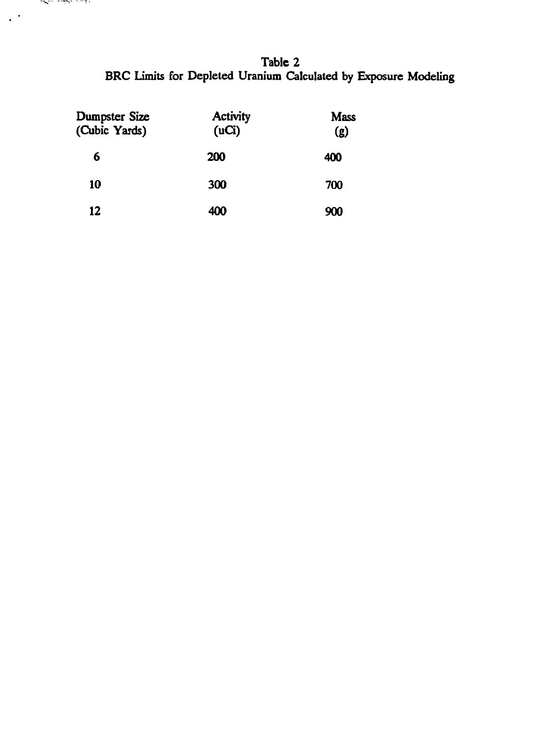## Table 2
### BRC Limits for Depleted Uranium Calculated by Exposure Modeling

| Dumpster Size (Cubic Yards) | Activity (uCi) | Mass (g) |
|---|---|---|
| 6 | 200 | 400 |
| 10 | 300 | 700 |
| 12 | 400 | 900 |